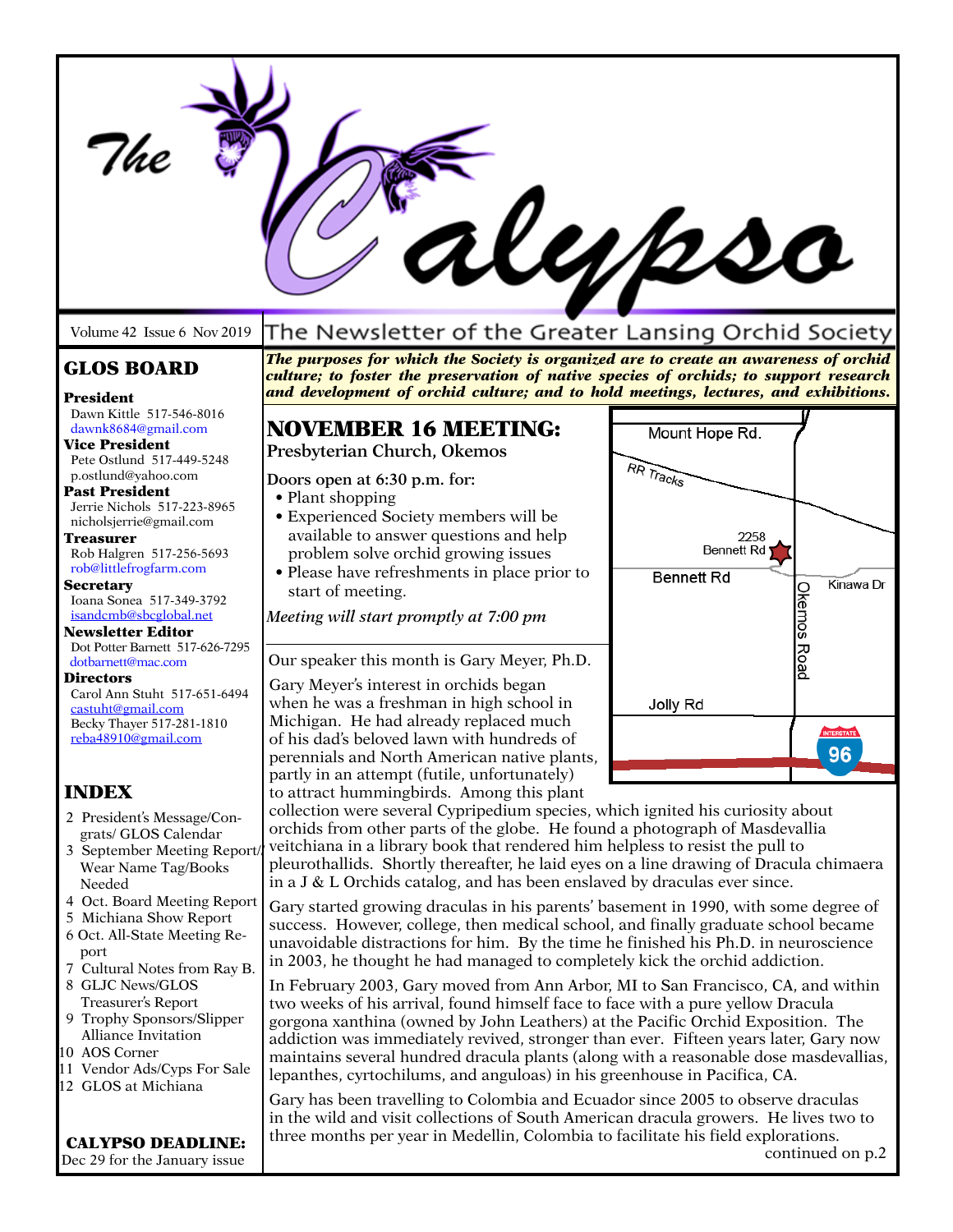# The Calypso

Volume 42 Issue 6 Nov 2019

The Newsletter of the Greater Lansing Orchid Society

## GLOS BOARD

**President**
Dawn Kittle 517-546-8016
dawnk8684@gmail.com

**Vice President**
Pete Ostlund 517-449-5248
p.ostlund@yahoo.com

**Past President**
Jerrie Nichols 517-223-8965
nicholsjerrie@gmail.com

**Treasurer**
Rob Halgren 517-256-5693
rob@littlefrogfarm.com

**Secretary**
Ioana Sonea 517-349-3792
isandcmb@sbcglobal.net

**Newsletter Editor**
Dot Potter Barnett 517-626-7295
dotbarnett@mac.com

**Directors**
Carol Ann Stuht 517-651-6494
castuht@gmail.com
Becky Thayer 517-281-1810
reba48910@gmail.com

## INDEX

2 President's Message/Congrats/ GLOS Calendar
3 September Meeting Report/ Wear Name Tag/Books Needed
4 Oct. Board Meeting Report
5 Michiana Show Report
6 Oct. All-State Meeting Report
7 Cultural Notes from Ray B.
8 GLJC News/GLOS Treasurer's Report
9 Trophy Sponsors/Slipper Alliance Invitation
10 AOS Corner
11 Vendor Ads/Cyps For Sale
12 GLOS at Michiana

**CALYPSO DEADLINE:**
Dec 29 for the January issue

***The purposes for which the Society is organized are to create an awareness of orchid culture; to foster the preservation of native species of orchids; to support research and development of orchid culture; and to hold meetings, lectures, and exhibitions.***

## NOVEMBER 16 MEETING:

**Presbyterian Church, Okemos**

**Doors open at 6:30 p.m. for:**

- Plant shopping
- Experienced Society members will be available to answer questions and help problem solve orchid growing issues
- Please have refreshments in place prior to start of meeting.

*Meeting will start promptly at 7:00 pm*

Mount Hope Rd. | RR Tracks | 2258 Bennett Rd | Bennett Rd | Kinawa Dr | Okemos Road | Jolly Rd | 96

Our speaker this month is Gary Meyer, Ph.D.

Gary Meyer's interest in orchids began when he was a freshman in high school in Michigan. He had already replaced much of his dad's beloved lawn with hundreds of perennials and North American native plants, partly in an attempt (futile, unfortunately) to attract hummingbirds. Among this plant collection were several Cypripedium species, which ignited his curiosity about orchids from other parts of the globe. He found a photograph of Masdevallia veitchiana in a library book that rendered him helpless to resist the pull to pleurothallids. Shortly thereafter, he laid eyes on a line drawing of Dracula chimaera in a J & L Orchids catalog, and has been enslaved by draculas ever since.

Gary started growing draculas in his parents' basement in 1990, with some degree of success. However, college, then medical school, and finally graduate school became unavoidable distractions for him. By the time he finished his Ph.D. in neuroscience in 2003, he thought he had managed to completely kick the orchid addiction.

In February 2003, Gary moved from Ann Arbor, MI to San Francisco, CA, and within two weeks of his arrival, found himself face to face with a pure yellow Dracula gorgona xanthina (owned by John Leathers) at the Pacific Orchid Exposition. The addiction was immediately revived, stronger than ever. Fifteen years later, Gary now maintains several hundred dracula plants (along with a reasonable dose masdevallias, lepanthes, cyrtochilums, and anguloas) in his greenhouse in Pacifica, CA.

Gary has been travelling to Colombia and Ecuador since 2005 to observe draculas in the wild and visit collections of South American dracula growers. He lives two to three months per year in Medellin, Colombia to facilitate his field explorations.

continued on p.2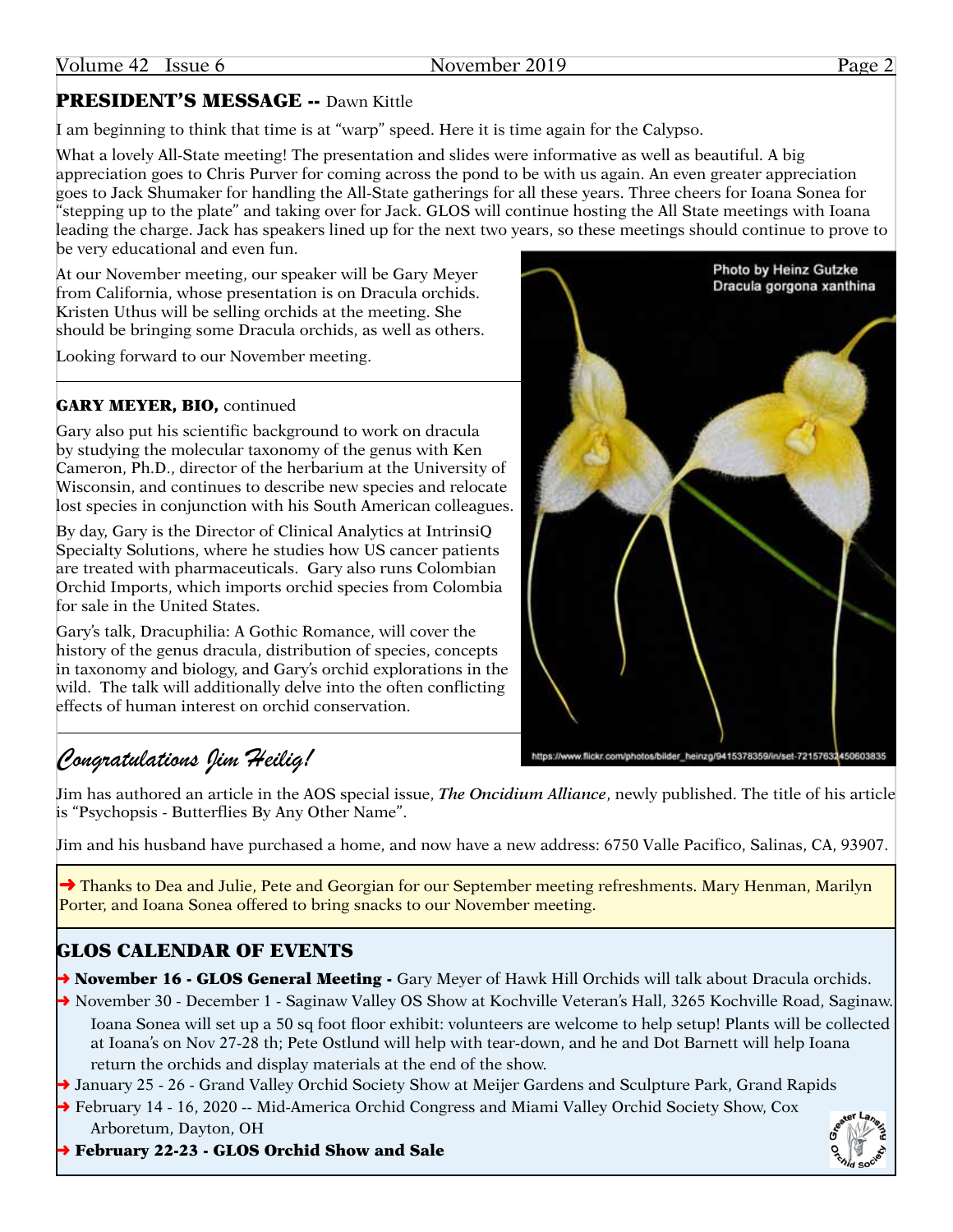## PRESIDENT'S MESSAGE -- Dawn Kittle

I am beginning to think that time is at "warp" speed. Here it is time again for the Calypso.

What a lovely All-State meeting! The presentation and slides were informative as well as beautiful. A big appreciation goes to Chris Purver for coming across the pond to be with us again. An even greater appreciation goes to Jack Shumaker for handling the All-State gatherings for all these years. Three cheers for Ioana Sonea for "stepping up to the plate" and taking over for Jack. GLOS will continue hosting the All State meetings with Ioana leading the charge. Jack has speakers lined up for the next two years, so these meetings should continue to prove to be very educational and even fun.

At our November meeting, our speaker will be Gary Meyer from California, whose presentation is on Dracula orchids. Kristen Uthus will be selling orchids at the meeting. She should be bringing some Dracula orchids, as well as others.

Looking forward to our November meeting.

Photo by Heinz Gutzke
Dracula gorgona xanthina

https://www.flickr.com/photos/bilder_heinzg/9415378359/in/set-72157632450603835

## GARY MEYER, BIO, continued

Gary also put his scientific background to work on dracula by studying the molecular taxonomy of the genus with Ken Cameron, Ph.D., director of the herbarium at the University of Wisconsin, and continues to describe new species and relocate lost species in conjunction with his South American colleagues.

By day, Gary is the Director of Clinical Analytics at IntrinsiQ Specialty Solutions, where he studies how US cancer patients are treated with pharmaceuticals. Gary also runs Colombian Orchid Imports, which imports orchid species from Colombia for sale in the United States.

Gary's talk, Dracuphilia: A Gothic Romance, will cover the history of the genus dracula, distribution of species, concepts in taxonomy and biology, and Gary's orchid explorations in the wild. The talk will additionally delve into the often conflicting effects of human interest on orchid conservation.

## *Congratulations Jim Heilig!*

Jim has authored an article in the AOS special issue, ***The Oncidium Alliance***, newly published. The title of his article is "Psychopsis - Butterflies By Any Other Name".

Jim and his husband have purchased a home, and now have a new address: 6750 Valle Pacifico, Salinas, CA, 93907.

➜ Thanks to Dea and Julie, Pete and Georgian for our September meeting refreshments. Mary Henman, Marilyn Porter, and Ioana Sonea offered to bring snacks to our November meeting.

## GLOS CALENDAR OF EVENTS

- ➜ **November 16 - GLOS General Meeting -** Gary Meyer of Hawk Hill Orchids will talk about Dracula orchids.
- ➜ November 30 - December 1 - Saginaw Valley OS Show at Kochville Veteran's Hall, 3265 Kochville Road, Saginaw. Ioana Sonea will set up a 50 sq foot floor exhibit: volunteers are welcome to help setup! Plants will be collected at Ioana's on Nov 27-28 th; Pete Ostlund will help with tear-down, and he and Dot Barnett will help Ioana return the orchids and display materials at the end of the show.
- ➜ January 25 - 26 - Grand Valley Orchid Society Show at Meijer Gardens and Sculpture Park, Grand Rapids
- ➜ February 14 - 16, 2020 -- Mid-America Orchid Congress and Miami Valley Orchid Society Show, Cox Arboretum, Dayton, OH
- ➜ **February 22-23 - GLOS Orchid Show and Sale**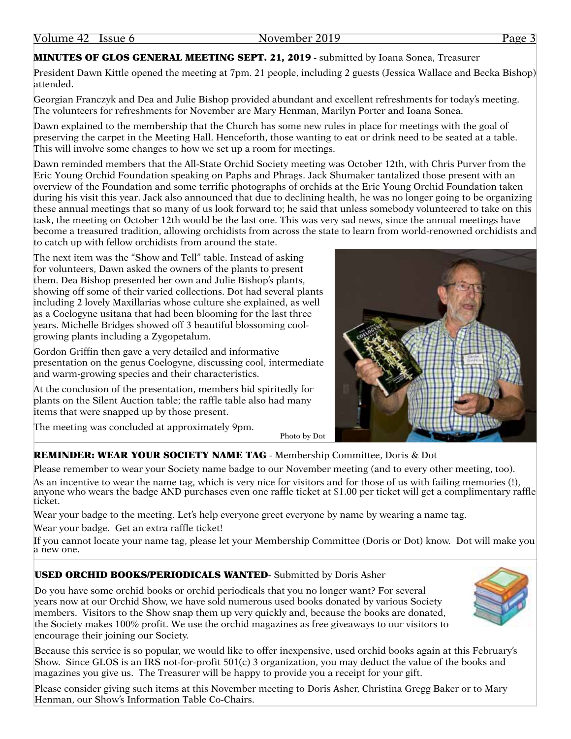## MINUTES OF GLOS GENERAL MEETING SEPT. 21, 2019 - submitted by Ioana Sonea, Treasurer

President Dawn Kittle opened the meeting at 7pm. 21 people, including 2 guests (Jessica Wallace and Becka Bishop) attended.

Georgian Franczyk and Dea and Julie Bishop provided abundant and excellent refreshments for today's meeting. The volunteers for refreshments for November are Mary Henman, Marilyn Porter and Ioana Sonea.

Dawn explained to the membership that the Church has some new rules in place for meetings with the goal of preserving the carpet in the Meeting Hall. Henceforth, those wanting to eat or drink need to be seated at a table. This will involve some changes to how we set up a room for meetings.

Dawn reminded members that the All-State Orchid Society meeting was October 12th, with Chris Purver from the Eric Young Orchid Foundation speaking on Paphs and Phrags. Jack Shumaker tantalized those present with an overview of the Foundation and some terrific photographs of orchids at the Eric Young Orchid Foundation taken during his visit this year. Jack also announced that due to declining health, he was no longer going to be organizing these annual meetings that so many of us look forward to; he said that unless somebody volunteered to take on this task, the meeting on October 12th would be the last one. This was very sad news, since the annual meetings have become a treasured tradition, allowing orchidists from across the state to learn from world-renowned orchidists and to catch up with fellow orchidists from around the state.

The next item was the "Show and Tell" table. Instead of asking for volunteers, Dawn asked the owners of the plants to present them. Dea Bishop presented her own and Julie Bishop's plants, showing off some of their varied collections. Dot had several plants including 2 lovely Maxillarias whose culture she explained, as well as a Coelogyne usitana that had been blooming for the last three years. Michelle Bridges showed off 3 beautiful blossoming cool-growing plants including a Zygopetalum.

Gordon Griffin then gave a very detailed and informative presentation on the genus Coelogyne, discussing cool, intermediate and warm-growing species and their characteristics.

At the conclusion of the presentation, members bid spiritedly for plants on the Silent Auction table; the raffle table also had many items that were snapped up by those present.

The meeting was concluded at approximately 9pm.

Photo by Dot

## REMINDER: WEAR YOUR SOCIETY NAME TAG - Membership Committee, Doris & Dot

Please remember to wear your Society name badge to our November meeting (and to every other meeting, too).

As an incentive to wear the name tag, which is very nice for visitors and for those of us with failing memories (!), anyone who wears the badge AND purchases even one raffle ticket at $1.00 per ticket will get a complimentary raffle ticket.

Wear your badge to the meeting. Let's help everyone greet everyone by name by wearing a name tag.

Wear your badge. Get an extra raffle ticket!

If you cannot locate your name tag, please let your Membership Committee (Doris or Dot) know. Dot will make you a new one.

## USED ORCHID BOOKS/PERIODICALS WANTED- Submitted by Doris Asher

Do you have some orchid books or orchid periodicals that you no longer want? For several years now at our Orchid Show, we have sold numerous used books donated by various Society members. Visitors to the Show snap them up very quickly and, because the books are donated, the Society makes 100% profit. We use the orchid magazines as free giveaways to our visitors to encourage their joining our Society.

Because this service is so popular, we would like to offer inexpensive, used orchid books again at this February's Show. Since GLOS is an IRS not-for-profit 501(c) 3 organization, you may deduct the value of the books and magazines you give us. The Treasurer will be happy to provide you a receipt for your gift.

Please consider giving such items at this November meeting to Doris Asher, Christina Gregg Baker or to Mary Henman, our Show's Information Table Co-Chairs.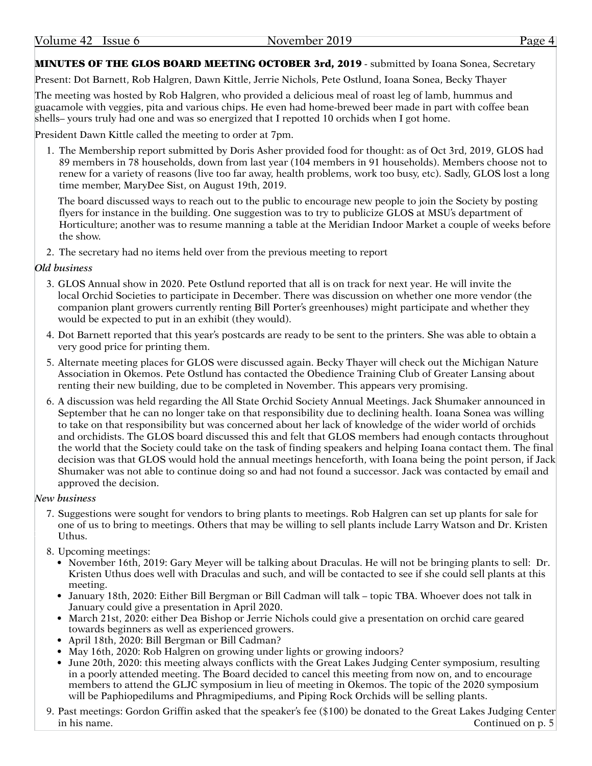**MINUTES OF THE GLOS BOARD MEETING OCTOBER 3rd, 2019** - submitted by Ioana Sonea, Secretary

Present: Dot Barnett, Rob Halgren, Dawn Kittle, Jerrie Nichols, Pete Ostlund, Ioana Sonea, Becky Thayer

The meeting was hosted by Rob Halgren, who provided a delicious meal of roast leg of lamb, hummus and guacamole with veggies, pita and various chips. He even had home-brewed beer made in part with coffee bean shells– yours truly had one and was so energized that I repotted 10 orchids when I got home.

President Dawn Kittle called the meeting to order at 7pm.

1. The Membership report submitted by Doris Asher provided food for thought: as of Oct 3rd, 2019, GLOS had 89 members in 78 households, down from last year (104 members in 91 households). Members choose not to renew for a variety of reasons (live too far away, health problems, work too busy, etc). Sadly, GLOS lost a long time member, MaryDee Sist, on August 19th, 2019.

   The board discussed ways to reach out to the public to encourage new people to join the Society by posting flyers for instance in the building. One suggestion was to try to publicize GLOS at MSU's department of Horticulture; another was to resume manning a table at the Meridian Indoor Market a couple of weeks before the show.

2. The secretary had no items held over from the previous meeting to report

*Old business*

3. GLOS Annual show in 2020. Pete Ostlund reported that all is on track for next year. He will invite the local Orchid Societies to participate in December. There was discussion on whether one more vendor (the companion plant growers currently renting Bill Porter's greenhouses) might participate and whether they would be expected to put in an exhibit (they would).
4. Dot Barnett reported that this year's postcards are ready to be sent to the printers. She was able to obtain a very good price for printing them.
5. Alternate meeting places for GLOS were discussed again. Becky Thayer will check out the Michigan Nature Association in Okemos. Pete Ostlund has contacted the Obedience Training Club of Greater Lansing about renting their new building, due to be completed in November. This appears very promising.
6. A discussion was held regarding the All State Orchid Society Annual Meetings. Jack Shumaker announced in September that he can no longer take on that responsibility due to declining health. Ioana Sonea was willing to take on that responsibility but was concerned about her lack of knowledge of the wider world of orchids and orchidists. The GLOS board discussed this and felt that GLOS members had enough contacts throughout the world that the Society could take on the task of finding speakers and helping Ioana contact them. The final decision was that GLOS would hold the annual meetings henceforth, with Ioana being the point person, if Jack Shumaker was not able to continue doing so and had not found a successor. Jack was contacted by email and approved the decision.

*New business*

7. Suggestions were sought for vendors to bring plants to meetings. Rob Halgren can set up plants for sale for one of us to bring to meetings. Others that may be willing to sell plants include Larry Watson and Dr. Kristen Uthus.
8. Upcoming meetings:
   - November 16th, 2019: Gary Meyer will be talking about Draculas. He will not be bringing plants to sell: Dr. Kristen Uthus does well with Draculas and such, and will be contacted to see if she could sell plants at this meeting.
   - January 18th, 2020: Either Bill Bergman or Bill Cadman will talk – topic TBA. Whoever does not talk in January could give a presentation in April 2020.
   - March 21st, 2020: either Dea Bishop or Jerrie Nichols could give a presentation on orchid care geared towards beginners as well as experienced growers.
   - April 18th, 2020: Bill Bergman or Bill Cadman?
   - May 16th, 2020: Rob Halgren on growing under lights or growing indoors?
   - June 20th, 2020: this meeting always conflicts with the Great Lakes Judging Center symposium, resulting in a poorly attended meeting. The Board decided to cancel this meeting from now on, and to encourage members to attend the GLJC symposium in lieu of meeting in Okemos. The topic of the 2020 symposium will be Paphiopedilums and Phragmipediums, and Piping Rock Orchids will be selling plants.
9. Past meetings: Gordon Griffin asked that the speaker's fee ($100) be donated to the Great Lakes Judging Center in his name.

Continued on p. 5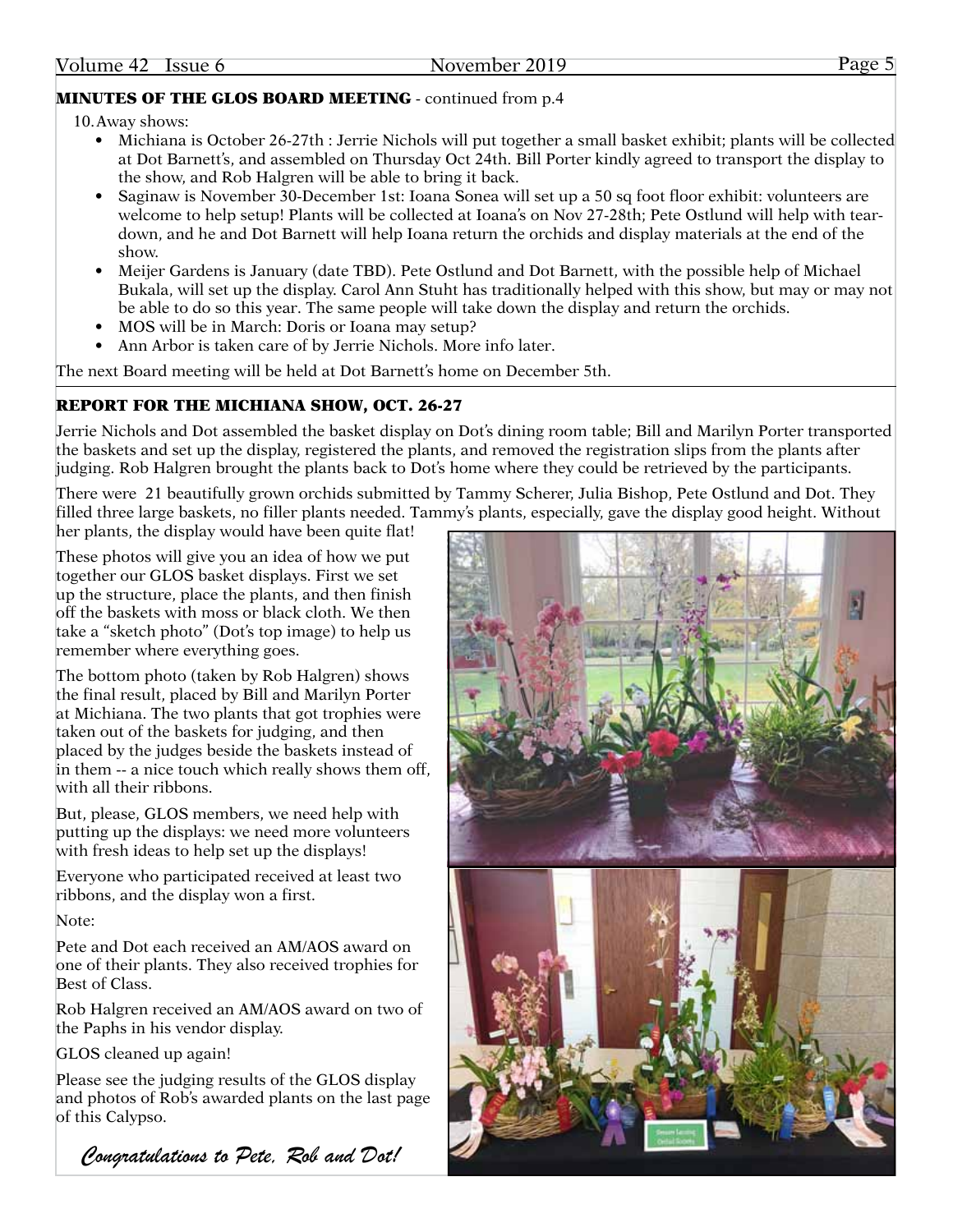**MINUTES OF THE GLOS BOARD MEETING** - continued from p.4

10. Away shows:
    - Michiana is October 26-27th : Jerrie Nichols will put together a small basket exhibit; plants will be collected at Dot Barnett's, and assembled on Thursday Oct 24th. Bill Porter kindly agreed to transport the display to the show, and Rob Halgren will be able to bring it back.
    - Saginaw is November 30-December 1st: Ioana Sonea will set up a 50 sq foot floor exhibit: volunteers are welcome to help setup! Plants will be collected at Ioana's on Nov 27-28th; Pete Ostlund will help with tear-down, and he and Dot Barnett will help Ioana return the orchids and display materials at the end of the show.
    - Meijer Gardens is January (date TBD). Pete Ostlund and Dot Barnett, with the possible help of Michael Bukala, will set up the display. Carol Ann Stuht has traditionally helped with this show, but may or may not be able to do so this year. The same people will take down the display and return the orchids.
    - MOS will be in March: Doris or Ioana may setup?
    - Ann Arbor is taken care of by Jerrie Nichols. More info later.

The next Board meeting will be held at Dot Barnett's home on December 5th.

## REPORT FOR THE MICHIANA SHOW, OCT. 26-27

Jerrie Nichols and Dot assembled the basket display on Dot's dining room table; Bill and Marilyn Porter transported the baskets and set up the display, registered the plants, and removed the registration slips from the plants after judging. Rob Halgren brought the plants back to Dot's home where they could be retrieved by the participants.

There were 21 beautifully grown orchids submitted by Tammy Scherer, Julia Bishop, Pete Ostlund and Dot. They filled three large baskets, no filler plants needed. Tammy's plants, especially, gave the display good height. Without her plants, the display would have been quite flat!

These photos will give you an idea of how we put together our GLOS basket displays. First we set up the structure, place the plants, and then finish off the baskets with moss or black cloth. We then take a "sketch photo" (Dot's top image) to help us remember where everything goes.

The bottom photo (taken by Rob Halgren) shows the final result, placed by Bill and Marilyn Porter at Michiana. The two plants that got trophies were taken out of the baskets for judging, and then placed by the judges beside the baskets instead of in them -- a nice touch which really shows them off, with all their ribbons.

But, please, GLOS members, we need help with putting up the displays: we need more volunteers with fresh ideas to help set up the displays!

Everyone who participated received at least two ribbons, and the display won a first.

Note:

Pete and Dot each received an AM/AOS award on one of their plants. They also received trophies for Best of Class.

Rob Halgren received an AM/AOS award on two of the Paphs in his vendor display.

GLOS cleaned up again!

Please see the judging results of the GLOS display and photos of Rob's awarded plants on the last page of this Calypso.

*Congratulations to Pete, Rob and Dot!*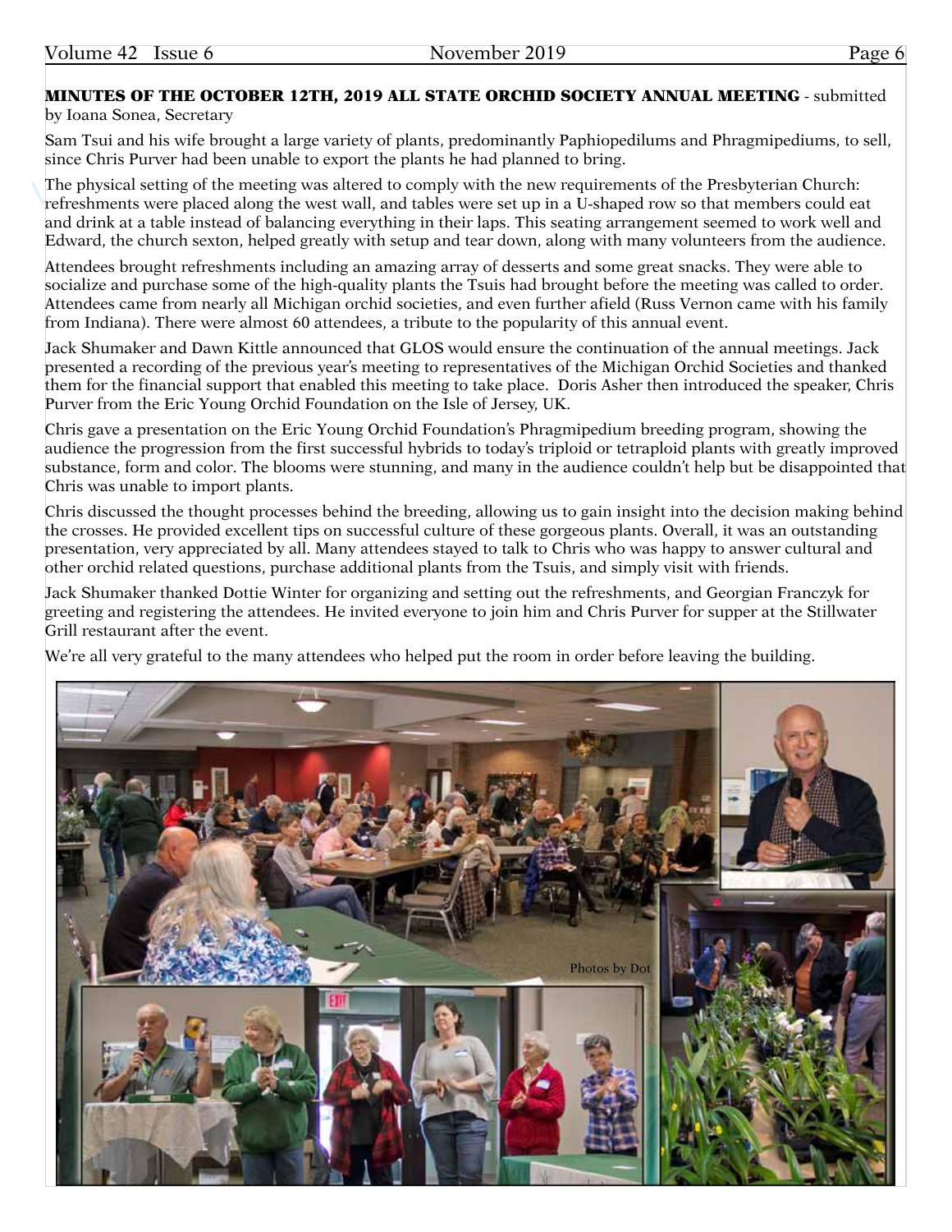**MINUTES OF THE OCTOBER 12TH, 2019 ALL STATE ORCHID SOCIETY ANNUAL MEETING** - submitted by Ioana Sonea, Secretary

Sam Tsui and his wife brought a large variety of plants, predominantly Paphiopedilums and Phragmipediums, to sell, since Chris Purver had been unable to export the plants he had planned to bring.

The physical setting of the meeting was altered to comply with the new requirements of the Presbyterian Church: refreshments were placed along the west wall, and tables were set up in a U-shaped row so that members could eat and drink at a table instead of balancing everything in their laps. This seating arrangement seemed to work well and Edward, the church sexton, helped greatly with setup and tear down, along with many volunteers from the audience.

Attendees brought refreshments including an amazing array of desserts and some great snacks. They were able to socialize and purchase some of the high-quality plants the Tsuis had brought before the meeting was called to order. Attendees came from nearly all Michigan orchid societies, and even further afield (Russ Vernon came with his family from Indiana). There were almost 60 attendees, a tribute to the popularity of this annual event.

Jack Shumaker and Dawn Kittle announced that GLOS would ensure the continuation of the annual meetings. Jack presented a recording of the previous year's meeting to representatives of the Michigan Orchid Societies and thanked them for the financial support that enabled this meeting to take place. Doris Asher then introduced the speaker, Chris Purver from the Eric Young Orchid Foundation on the Isle of Jersey, UK.

Chris gave a presentation on the Eric Young Orchid Foundation's Phragmipedium breeding program, showing the audience the progression from the first successful hybrids to today's triploid or tetraploid plants with greatly improved substance, form and color. The blooms were stunning, and many in the audience couldn't help but be disappointed that Chris was unable to import plants.

Chris discussed the thought processes behind the breeding, allowing us to gain insight into the decision making behind the crosses. He provided excellent tips on successful culture of these gorgeous plants. Overall, it was an outstanding presentation, very appreciated by all. Many attendees stayed to talk to Chris who was happy to answer cultural and other orchid related questions, purchase additional plants from the Tsuis, and simply visit with friends.

Jack Shumaker thanked Dottie Winter for organizing and setting out the refreshments, and Georgian Franczyk for greeting and registering the attendees. He invited everyone to join him and Chris Purver for supper at the Stillwater Grill restaurant after the event.

We're all very grateful to the many attendees who helped put the room in order before leaving the building.

Photos by Dot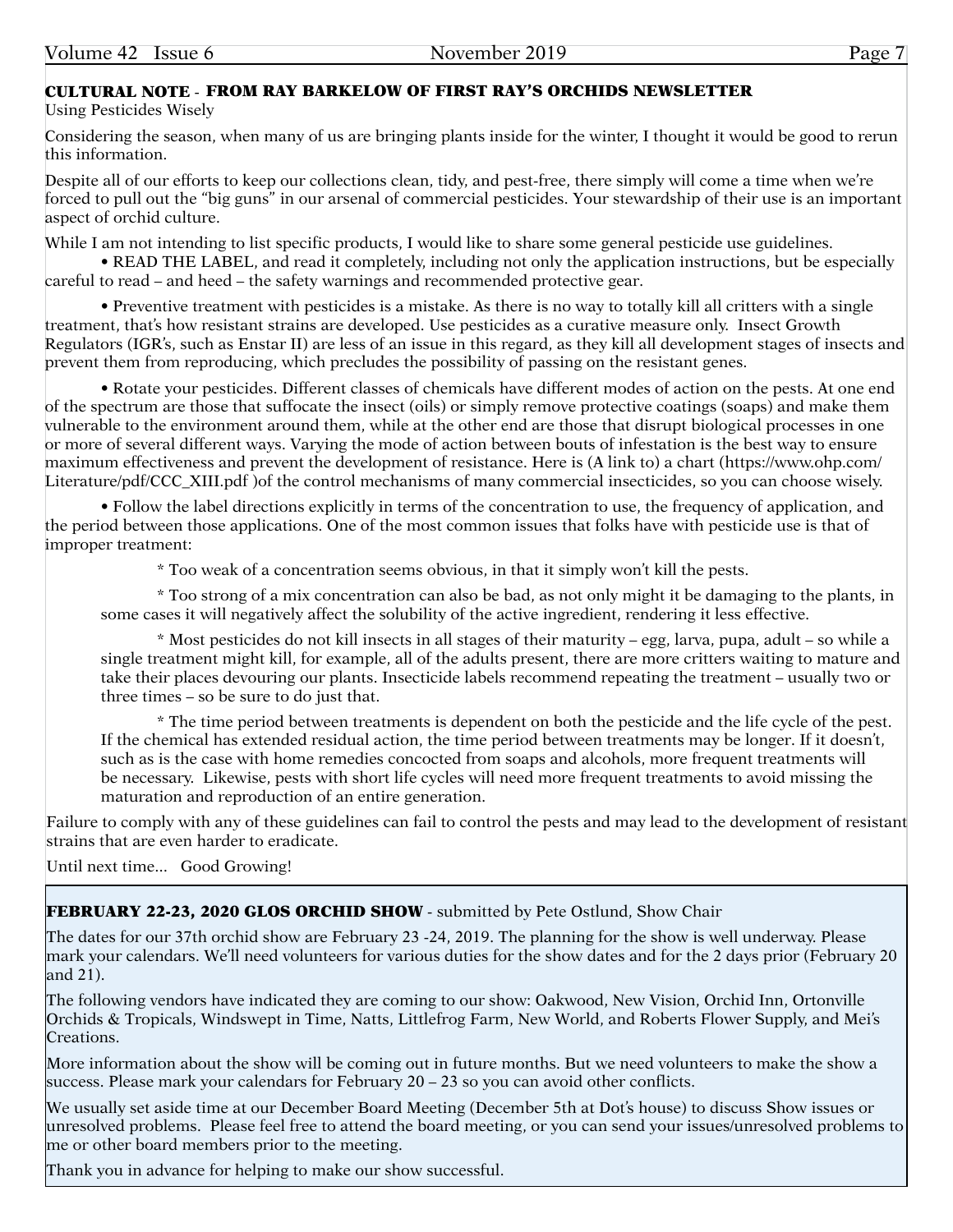## CULTURAL NOTE - FROM RAY BARKELOW OF FIRST RAY'S ORCHIDS NEWSLETTER

Using Pesticides Wisely

Considering the season, when many of us are bringing plants inside for the winter, I thought it would be good to rerun this information.

Despite all of our efforts to keep our collections clean, tidy, and pest-free, there simply will come a time when we're forced to pull out the "big guns" in our arsenal of commercial pesticides. Your stewardship of their use is an important aspect of orchid culture.

While I am not intending to list specific products, I would like to share some general pesticide use guidelines.

- READ THE LABEL, and read it completely, including not only the application instructions, but be especially careful to read – and heed – the safety warnings and recommended protective gear.

- Preventive treatment with pesticides is a mistake. As there is no way to totally kill all critters with a single treatment, that's how resistant strains are developed. Use pesticides as a curative measure only. Insect Growth Regulators (IGR's, such as Enstar II) are less of an issue in this regard, as they kill all development stages of insects and prevent them from reproducing, which precludes the possibility of passing on the resistant genes.

- Rotate your pesticides. Different classes of chemicals have different modes of action on the pests. At one end of the spectrum are those that suffocate the insect (oils) or simply remove protective coatings (soaps) and make them vulnerable to the environment around them, while at the other end are those that disrupt biological processes in one or more of several different ways. Varying the mode of action between bouts of infestation is the best way to ensure maximum effectiveness and prevent the development of resistance. Here is (A link to) a chart (https://www.ohp.com/Literature/pdf/CCC_XIII.pdf )of the control mechanisms of many commercial insecticides, so you can choose wisely.

- Follow the label directions explicitly in terms of the concentration to use, the frequency of application, and the period between those applications. One of the most common issues that folks have with pesticide use is that of improper treatment:

  * Too weak of a concentration seems obvious, in that it simply won't kill the pests.

  * Too strong of a mix concentration can also be bad, as not only might it be damaging to the plants, in some cases it will negatively affect the solubility of the active ingredient, rendering it less effective.

  * Most pesticides do not kill insects in all stages of their maturity – egg, larva, pupa, adult – so while a single treatment might kill, for example, all of the adults present, there are more critters waiting to mature and take their places devouring our plants. Insecticide labels recommend repeating the treatment – usually two or three times – so be sure to do just that.

  * The time period between treatments is dependent on both the pesticide and the life cycle of the pest. If the chemical has extended residual action, the time period between treatments may be longer. If it doesn't, such as is the case with home remedies concocted from soaps and alcohols, more frequent treatments will be necessary. Likewise, pests with short life cycles will need more frequent treatments to avoid missing the maturation and reproduction of an entire generation.

Failure to comply with any of these guidelines can fail to control the pests and may lead to the development of resistant strains that are even harder to eradicate.

Until next time... Good Growing!

## FEBRUARY 22-23, 2020 GLOS ORCHID SHOW - submitted by Pete Ostlund, Show Chair

The dates for our 37th orchid show are February 23 -24, 2019. The planning for the show is well underway. Please mark your calendars. We'll need volunteers for various duties for the show dates and for the 2 days prior (February 20 and 21).

The following vendors have indicated they are coming to our show: Oakwood, New Vision, Orchid Inn, Ortonville Orchids & Tropicals, Windswept in Time, Natts, Littlefrog Farm, New World, and Roberts Flower Supply, and Mei's Creations.

More information about the show will be coming out in future months. But we need volunteers to make the show a success. Please mark your calendars for February 20 – 23 so you can avoid other conflicts.

We usually set aside time at our December Board Meeting (December 5th at Dot's house) to discuss Show issues or unresolved problems. Please feel free to attend the board meeting, or you can send your issues/unresolved problems to me or other board members prior to the meeting.

Thank you in advance for helping to make our show successful.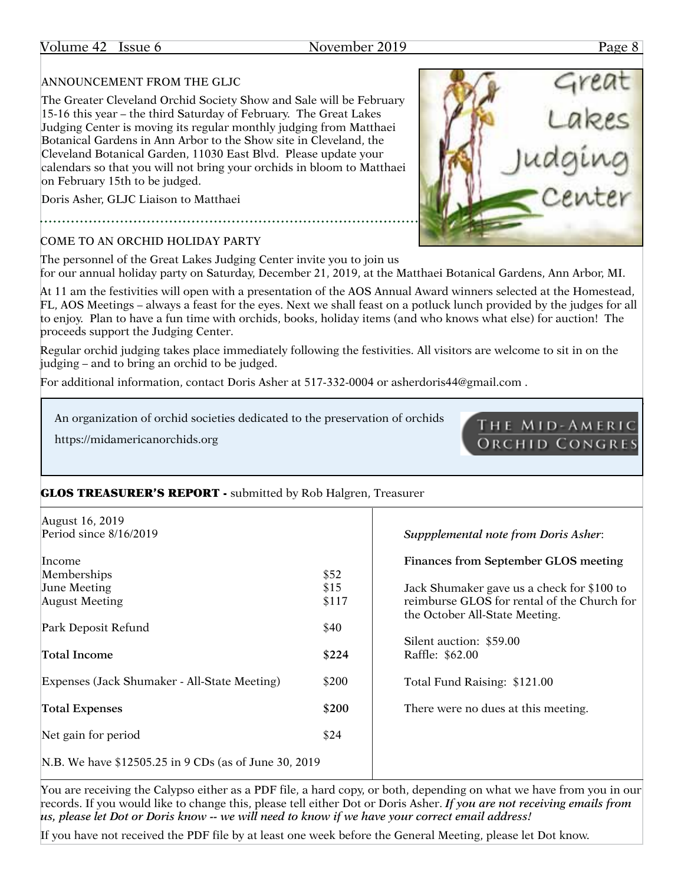ANNOUNCEMENT FROM THE GLJC

The Greater Cleveland Orchid Society Show and Sale will be February 15-16 this year – the third Saturday of February. The Great Lakes Judging Center is moving its regular monthly judging from Matthaei Botanical Gardens in Ann Arbor to the Show site in Cleveland, the Cleveland Botanical Garden, 11030 East Blvd. Please update your calendars so that you will not bring your orchids in bloom to Matthaei on February 15th to be judged.

Doris Asher, GLJC Liaison to Matthaei

COME TO AN ORCHID HOLIDAY PARTY

The personnel of the Great Lakes Judging Center invite you to join us for our annual holiday party on Saturday, December 21, 2019, at the Matthaei Botanical Gardens, Ann Arbor, MI.

At 11 am the festivities will open with a presentation of the AOS Annual Award winners selected at the Homestead, FL, AOS Meetings – always a feast for the eyes. Next we shall feast on a potluck lunch provided by the judges for all to enjoy. Plan to have a fun time with orchids, books, holiday items (and who knows what else) for auction! The proceeds support the Judging Center.

Regular orchid judging takes place immediately following the festivities. All visitors are welcome to sit in on the judging – and to bring an orchid to be judged.

For additional information, contact Doris Asher at 517-332-0004 or asherdoris44@gmail.com .

An organization of orchid societies dedicated to the preservation of orchids

https://midamericanorchids.org

THE MID-AMERIC ORCHID CONGRES

**GLOS TREASURER'S REPORT -** submitted by Rob Halgren, Treasurer

August 16, 2019
Period since 8/16/2019

| | |
|---|---|
| Income | |
| Memberships | $52 |
| June Meeting | $15 |
| August Meeting | $117 |
| Park Deposit Refund | $40 |
| **Total Income** | **$224** |
| Expenses (Jack Shumaker - All-State Meeting) | $200 |
| **Total Expenses** | **$200** |
| Net gain for period | $24 |

N.B. We have $12505.25 in 9 CDs (as of June 30, 2019

*Suppplemental note from Doris Asher*:

**Finances from September GLOS meeting**

Jack Shumaker gave us a check for $100 to reimburse GLOS for rental of the Church for the October All-State Meeting.

Silent auction: $59.00
Raffle: $62.00

Total Fund Raising: $121.00

There were no dues at this meeting.

You are receiving the Calypso either as a PDF file, a hard copy, or both, depending on what we have from you in our records. If you would like to change this, please tell either Dot or Doris Asher. ***If you are not receiving emails from us, please let Dot or Doris know -- we will need to know if we have your correct email address!***

If you have not received the PDF file by at least one week before the General Meeting, please let Dot know.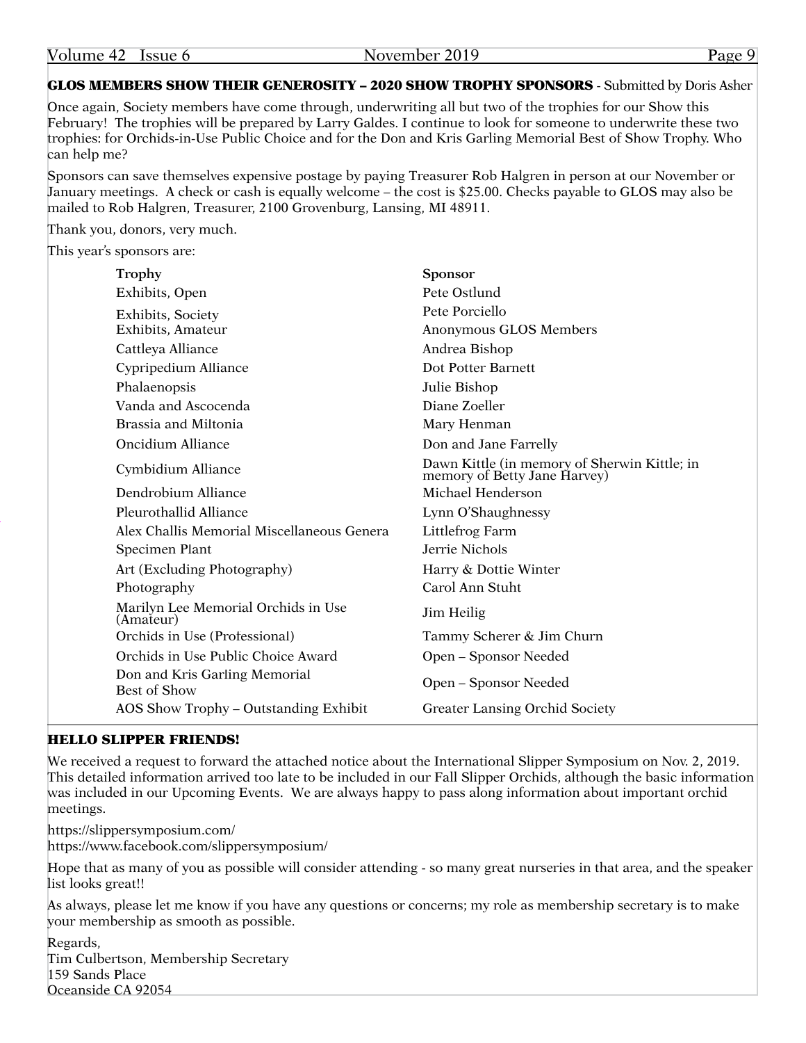## GLOS MEMBERS SHOW THEIR GENEROSITY – 2020 SHOW TROPHY SPONSORS - Submitted by Doris Asher

Once again, Society members have come through, underwriting all but two of the trophies for our Show this February! The trophies will be prepared by Larry Galdes. I continue to look for someone to underwrite these two trophies: for Orchids-in-Use Public Choice and for the Don and Kris Garling Memorial Best of Show Trophy. Who can help me?

Sponsors can save themselves expensive postage by paying Treasurer Rob Halgren in person at our November or January meetings. A check or cash is equally welcome – the cost is $25.00. Checks payable to GLOS may also be mailed to Rob Halgren, Treasurer, 2100 Grovenburg, Lansing, MI 48911.

Thank you, donors, very much.

This year's sponsors are:

| Trophy | Sponsor |
|---|---|
| Exhibits, Open | Pete Ostlund |
| Exhibits, Society | Pete Porciello |
| Exhibits, Amateur | Anonymous GLOS Members |
| Cattleya Alliance | Andrea Bishop |
| Cypripedium Alliance | Dot Potter Barnett |
| Phalaenopsis | Julie Bishop |
| Vanda and Ascocenda | Diane Zoeller |
| Brassia and Miltonia | Mary Henman |
| Oncidium Alliance | Don and Jane Farrelly |
| Cymbidium Alliance | Dawn Kittle (in memory of Sherwin Kittle; in memory of Betty Jane Harvey) |
| Dendrobium Alliance | Michael Henderson |
| Pleurothallid Alliance | Lynn O'Shaughnessy |
| Alex Challis Memorial Miscellaneous Genera | Littlefrog Farm |
| Specimen Plant | Jerrie Nichols |
| Art (Excluding Photography) | Harry & Dottie Winter |
| Photography | Carol Ann Stuht |
| Marilyn Lee Memorial Orchids in Use (Amateur) | Jim Heilig |
| Orchids in Use (Professional) | Tammy Scherer & Jim Churn |
| Orchids in Use Public Choice Award | Open – Sponsor Needed |
| Don and Kris Garling Memorial Best of Show | Open – Sponsor Needed |
| AOS Show Trophy – Outstanding Exhibit | Greater Lansing Orchid Society |

## HELLO SLIPPER FRIENDS!

We received a request to forward the attached notice about the International Slipper Symposium on Nov. 2, 2019. This detailed information arrived too late to be included in our Fall Slipper Orchids, although the basic information was included in our Upcoming Events. We are always happy to pass along information about important orchid meetings.

https://slippersymposium.com/
https://www.facebook.com/slippersymposium/

Hope that as many of you as possible will consider attending - so many great nurseries in that area, and the speaker list looks great!!

As always, please let me know if you have any questions or concerns; my role as membership secretary is to make your membership as smooth as possible.

Regards,
Tim Culbertson, Membership Secretary
159 Sands Place
Oceanside CA 92054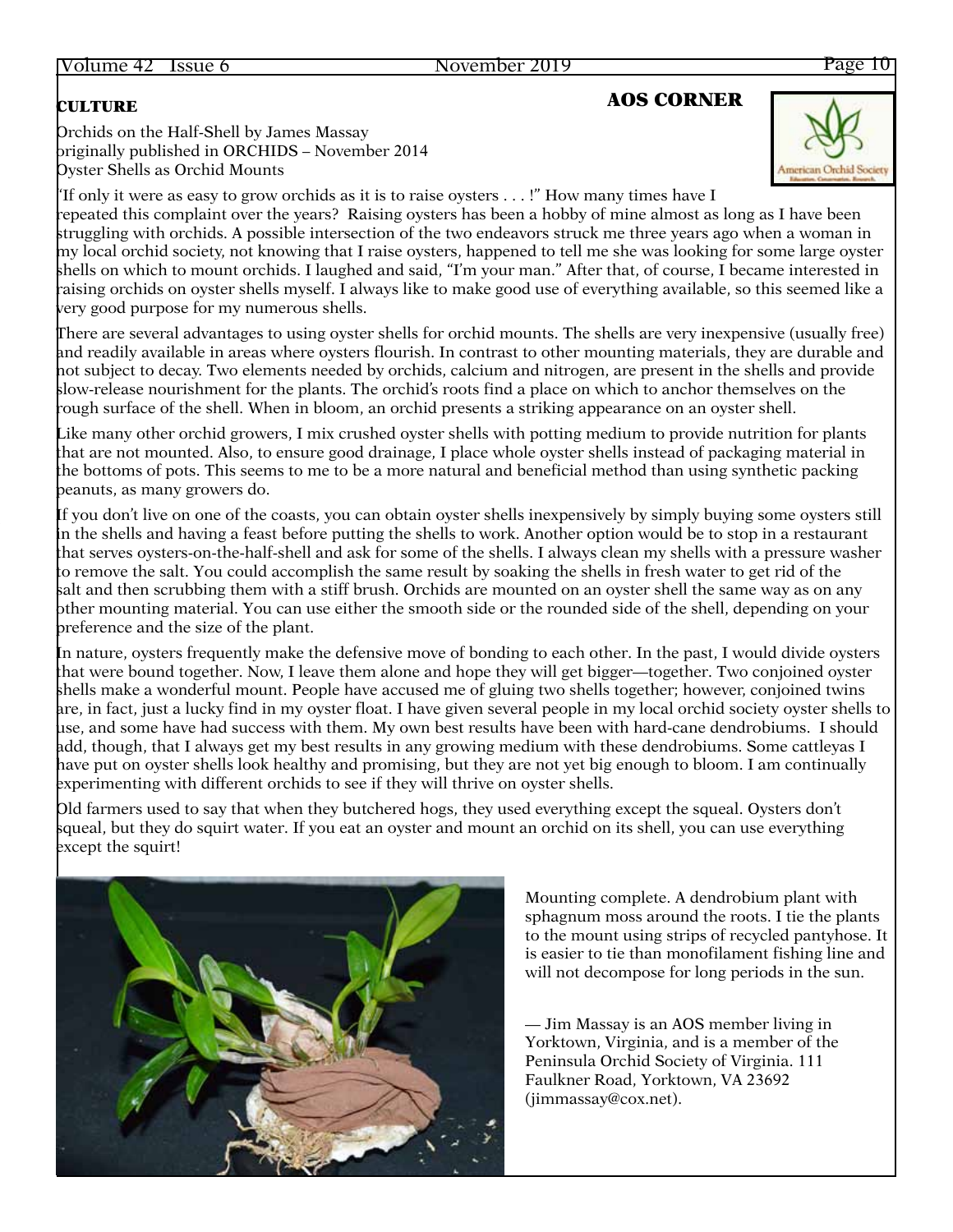## AOS CORNER

### CULTURE

Orchids on the Half-Shell by James Massay
originally published in ORCHIDS – November 2014
Oyster Shells as Orchid Mounts

"If only it were as easy to grow orchids as it is to raise oysters . . . !" How many times have I repeated this complaint over the years? Raising oysters has been a hobby of mine almost as long as I have been struggling with orchids. A possible intersection of the two endeavors struck me three years ago when a woman in my local orchid society, not knowing that I raise oysters, happened to tell me she was looking for some large oyster shells on which to mount orchids. I laughed and said, "I'm your man." After that, of course, I became interested in raising orchids on oyster shells myself. I always like to make good use of everything available, so this seemed like a very good purpose for my numerous shells.

There are several advantages to using oyster shells for orchid mounts. The shells are very inexpensive (usually free) and readily available in areas where oysters flourish. In contrast to other mounting materials, they are durable and not subject to decay. Two elements needed by orchids, calcium and nitrogen, are present in the shells and provide slow-release nourishment for the plants. The orchid's roots find a place on which to anchor themselves on the rough surface of the shell. When in bloom, an orchid presents a striking appearance on an oyster shell.

Like many other orchid growers, I mix crushed oyster shells with potting medium to provide nutrition for plants that are not mounted. Also, to ensure good drainage, I place whole oyster shells instead of packaging material in the bottoms of pots. This seems to me to be a more natural and beneficial method than using synthetic packing peanuts, as many growers do.

If you don't live on one of the coasts, you can obtain oyster shells inexpensively by simply buying some oysters still in the shells and having a feast before putting the shells to work. Another option would be to stop in a restaurant that serves oysters-on-the-half-shell and ask for some of the shells. I always clean my shells with a pressure washer to remove the salt. You could accomplish the same result by soaking the shells in fresh water to get rid of the salt and then scrubbing them with a stiff brush. Orchids are mounted on an oyster shell the same way as on any other mounting material. You can use either the smooth side or the rounded side of the shell, depending on your preference and the size of the plant.

In nature, oysters frequently make the defensive move of bonding to each other. In the past, I would divide oysters that were bound together. Now, I leave them alone and hope they will get bigger—together. Two conjoined oyster shells make a wonderful mount. People have accused me of gluing two shells together; however, conjoined twins are, in fact, just a lucky find in my oyster float. I have given several people in my local orchid society oyster shells to use, and some have had success with them. My own best results have been with hard-cane dendrobiums. I should add, though, that I always get my best results in any growing medium with these dendrobiums. Some cattleyas I have put on oyster shells look healthy and promising, but they are not yet big enough to bloom. I am continually experimenting with different orchids to see if they will thrive on oyster shells.

Old farmers used to say that when they butchered hogs, they used everything except the squeal. Oysters don't squeal, but they do squirt water. If you eat an oyster and mount an orchid on its shell, you can use everything except the squirt!

Mounting complete. A dendrobium plant with sphagnum moss around the roots. I tie the plants to the mount using strips of recycled pantyhose. It is easier to tie than monofilament fishing line and will not decompose for long periods in the sun.

— Jim Massay is an AOS member living in Yorktown, Virginia, and is a member of the Peninsula Orchid Society of Virginia. 111 Faulkner Road, Yorktown, VA 23692 (jimmassay@cox.net).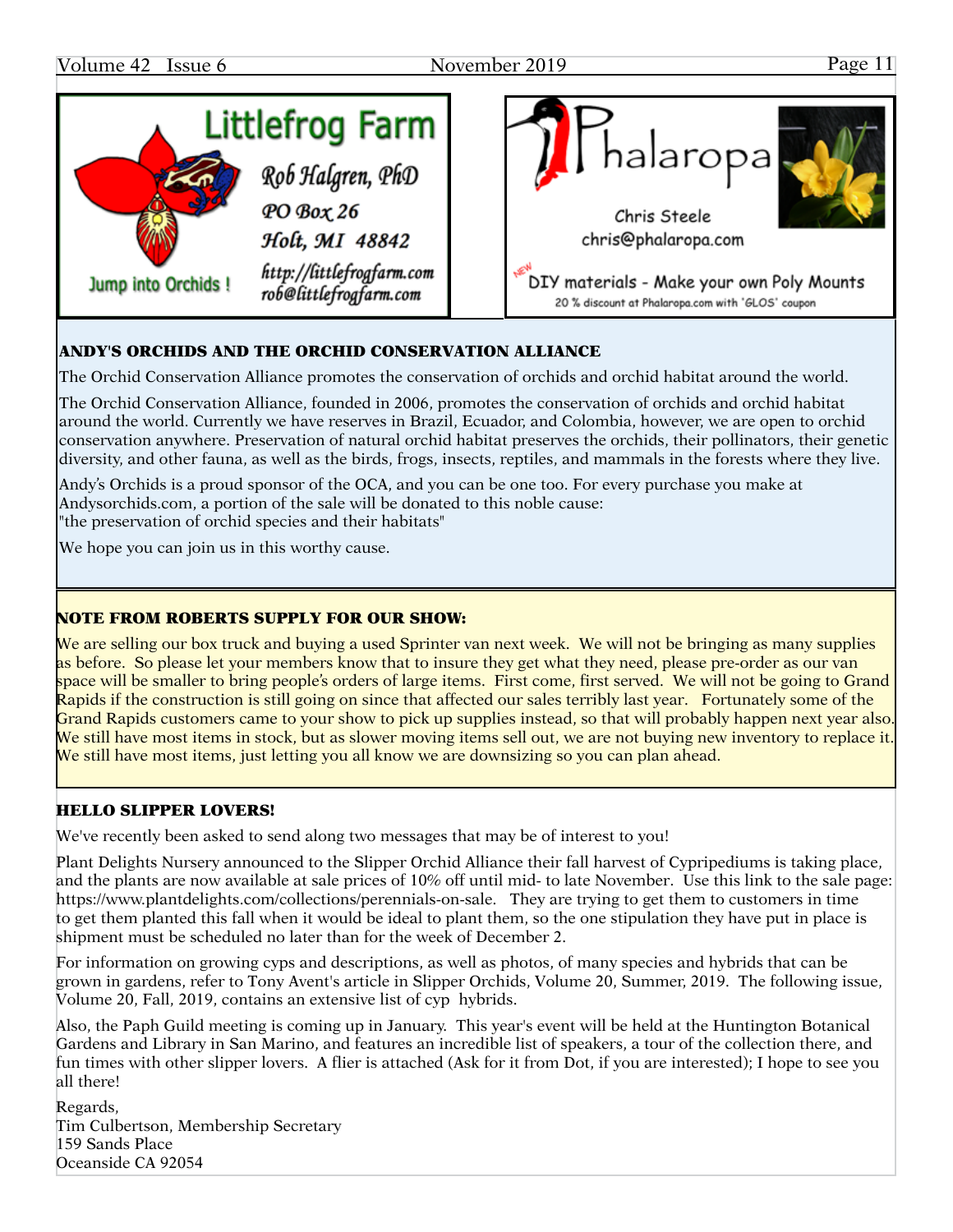Littlefrog Farm

Rob Halgren, PhD
PO Box 26
Holt, MI 48842
http://littlefrogfarm.com
rob@littlefrogfarm.com

Jump into Orchids !

Phalaropa

Chris Steele
chris@phalaropa.com

NEW DIY materials - Make your own Poly Mounts
20 % discount at Phalaropa.com with 'GLOS' coupon

## ANDY'S ORCHIDS AND THE ORCHID CONSERVATION ALLIANCE

The Orchid Conservation Alliance promotes the conservation of orchids and orchid habitat around the world.

The Orchid Conservation Alliance, founded in 2006, promotes the conservation of orchids and orchid habitat around the world. Currently we have reserves in Brazil, Ecuador, and Colombia, however, we are open to orchid conservation anywhere. Preservation of natural orchid habitat preserves the orchids, their pollinators, their genetic diversity, and other fauna, as well as the birds, frogs, insects, reptiles, and mammals in the forests where they live.

Andy's Orchids is a proud sponsor of the OCA, and you can be one too. For every purchase you make at Andysorchids.com, a portion of the sale will be donated to this noble cause:
"the preservation of orchid species and their habitats"

We hope you can join us in this worthy cause.

## NOTE FROM ROBERTS SUPPLY FOR OUR SHOW:

We are selling our box truck and buying a used Sprinter van next week. We will not be bringing as many supplies as before. So please let your members know that to insure they get what they need, please pre-order as our van space will be smaller to bring people's orders of large items. First come, first served. We will not be going to Grand Rapids if the construction is still going on since that affected our sales terribly last year. Fortunately some of the Grand Rapids customers came to your show to pick up supplies instead, so that will probably happen next year also. We still have most items in stock, but as slower moving items sell out, we are not buying new inventory to replace it. We still have most items, just letting you all know we are downsizing so you can plan ahead.

## HELLO SLIPPER LOVERS!

We've recently been asked to send along two messages that may be of interest to you!

Plant Delights Nursery announced to the Slipper Orchid Alliance their fall harvest of Cypripediums is taking place, and the plants are now available at sale prices of 10% off until mid- to late November. Use this link to the sale page: https://www.plantdelights.com/collections/perennials-on-sale. They are trying to get them to customers in time to get them planted this fall when it would be ideal to plant them, so the one stipulation they have put in place is shipment must be scheduled no later than for the week of December 2.

For information on growing cyps and descriptions, as well as photos, of many species and hybrids that can be grown in gardens, refer to Tony Avent's article in Slipper Orchids, Volume 20, Summer, 2019. The following issue, Volume 20, Fall, 2019, contains an extensive list of cyp hybrids.

Also, the Paph Guild meeting is coming up in January. This year's event will be held at the Huntington Botanical Gardens and Library in San Marino, and features an incredible list of speakers, a tour of the collection there, and fun times with other slipper lovers. A flier is attached (Ask for it from Dot, if you are interested); I hope to see you all there!

Regards,
Tim Culbertson, Membership Secretary
159 Sands Place
Oceanside CA 92054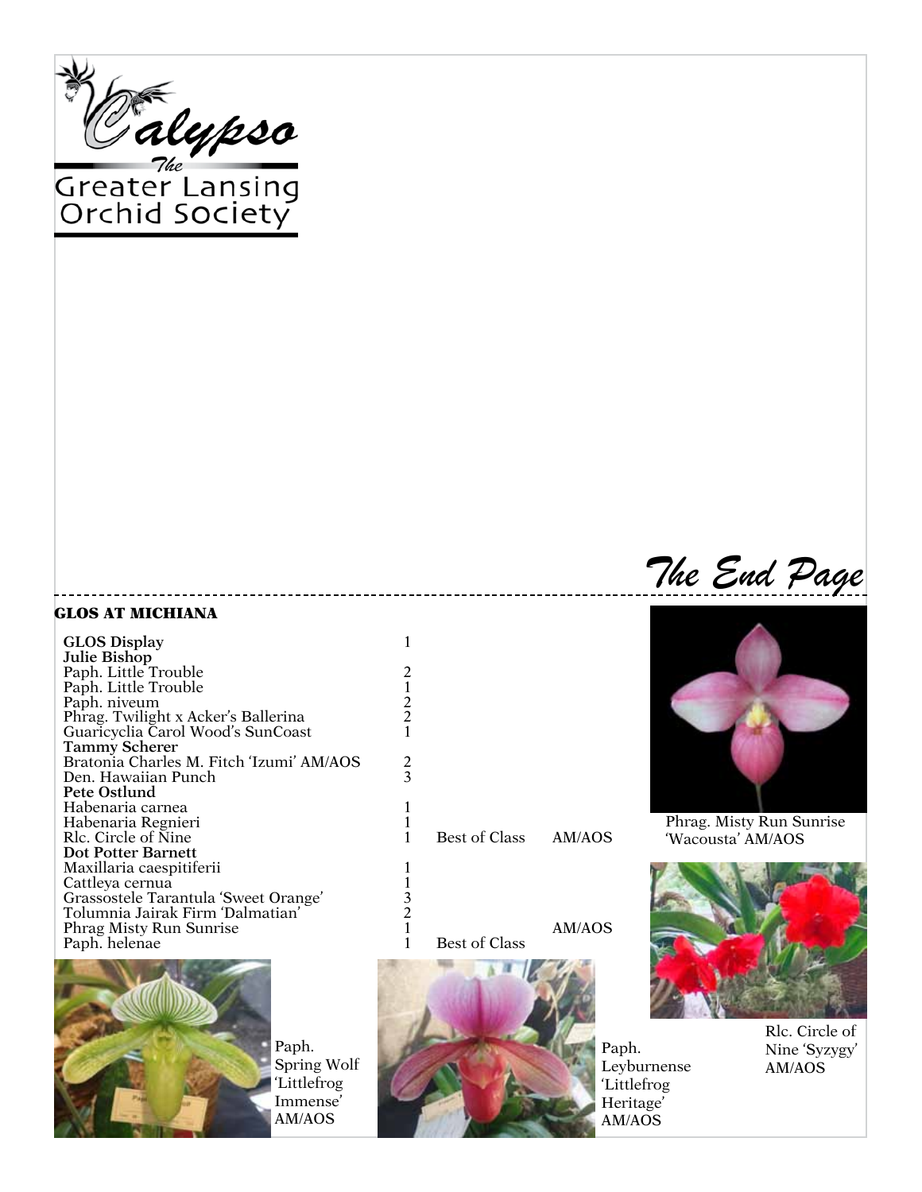# Calypso

The Greater Lansing Orchid Society

## The End Page

### GLOS AT MICHIANA

| | | | |
|---|---|---|---|
| **GLOS Display** | 1 | | |
| **Julie Bishop** | | | |
| Paph. Little Trouble | 2 | | |
| Paph. Little Trouble | 1 | | |
| Paph. niveum | 2 | | |
| Phrag. Twilight x Acker's Ballerina | 2 | | |
| Guaricyclia Carol Wood's SunCoast | 1 | | |
| **Tammy Scherer** | | | |
| Bratonia Charles M. Fitch 'Izumi' AM/AOS | 2 | | |
| Den. Hawaiian Punch | 3 | | |
| **Pete Ostlund** | | | |
| Habenaria carnea | 1 | | |
| Habenaria Regnieri | 1 | | |
| Rlc. Circle of Nine | 1 | Best of Class | AM/AOS |
| **Dot Potter Barnett** | | | |
| Maxillaria caespitiferii | 1 | | |
| Cattleya cernua | 1 | | |
| Grassostele Tarantula 'Sweet Orange' | 3 | | |
| Tolumnia Jairak Firm 'Dalmatian' | 2 | | |
| Phrag Misty Run Sunrise | 1 | | AM/AOS |
| Paph. helenae | 1 | Best of Class | |

Phrag. Misty Run Sunrise 'Wacousta' AM/AOS

Rlc. Circle of Nine 'Syzygy' AM/AOS

Paph. Spring Wolf 'Littlefrog Immense' AM/AOS

Paph. Leyburnense 'Littlefrog Heritage' AM/AOS